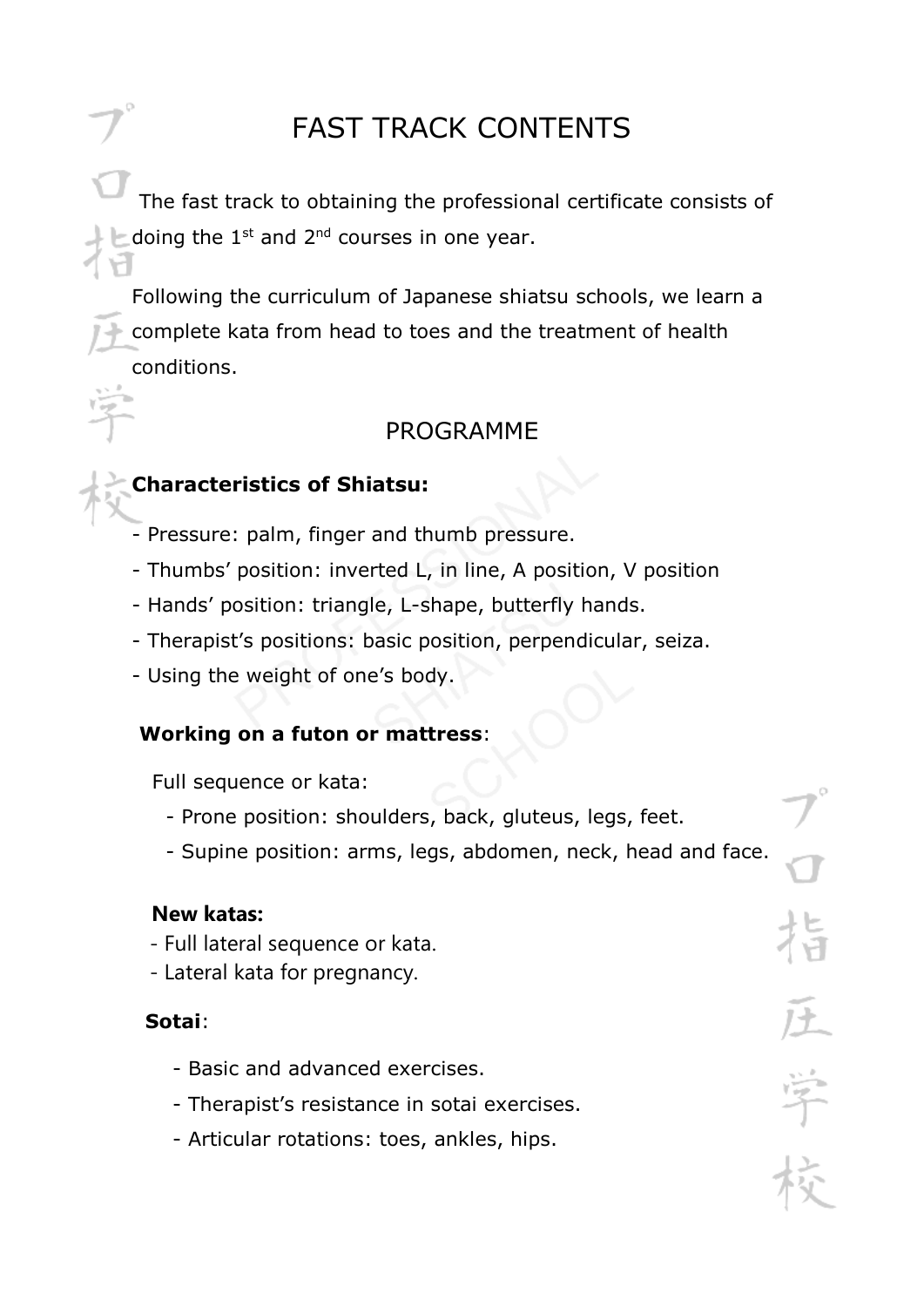# FAST TRACK CONTENTS

The fast track to obtaining the professional certificate consists of doing the 1st and 2nd courses in one year.

Following the curriculum of Japanese shiatsu schools, we learn a complete kata from head to toes and the treatment of health conditions.

## PROGRAMME

**Characteristics of Shiatsu:**

- Pressure: palm, finger and thumb pressure.
- Thumbs' position: inverted L, in line, A position, V position
- Hands' position: triangle, L-shape, butterfly hands.
- Therapist's positions: basic position, perpendicular, seiza.
- Using the weight of one's body.

**Working on a futon or mattress**:

Full sequence or kata:

- Prone position: shoulders, back, gluteus, legs, feet.
- Supine position: arms, legs, abdomen, neck, head and face.

**New katas:**

- Full lateral sequence or kata.
- Lateral kata for pregnancy.

**Sotai**:

- Basic and advanced exercises.
- Therapist's resistance in sotai exercises.
- Articular rotations: toes, ankles, hips.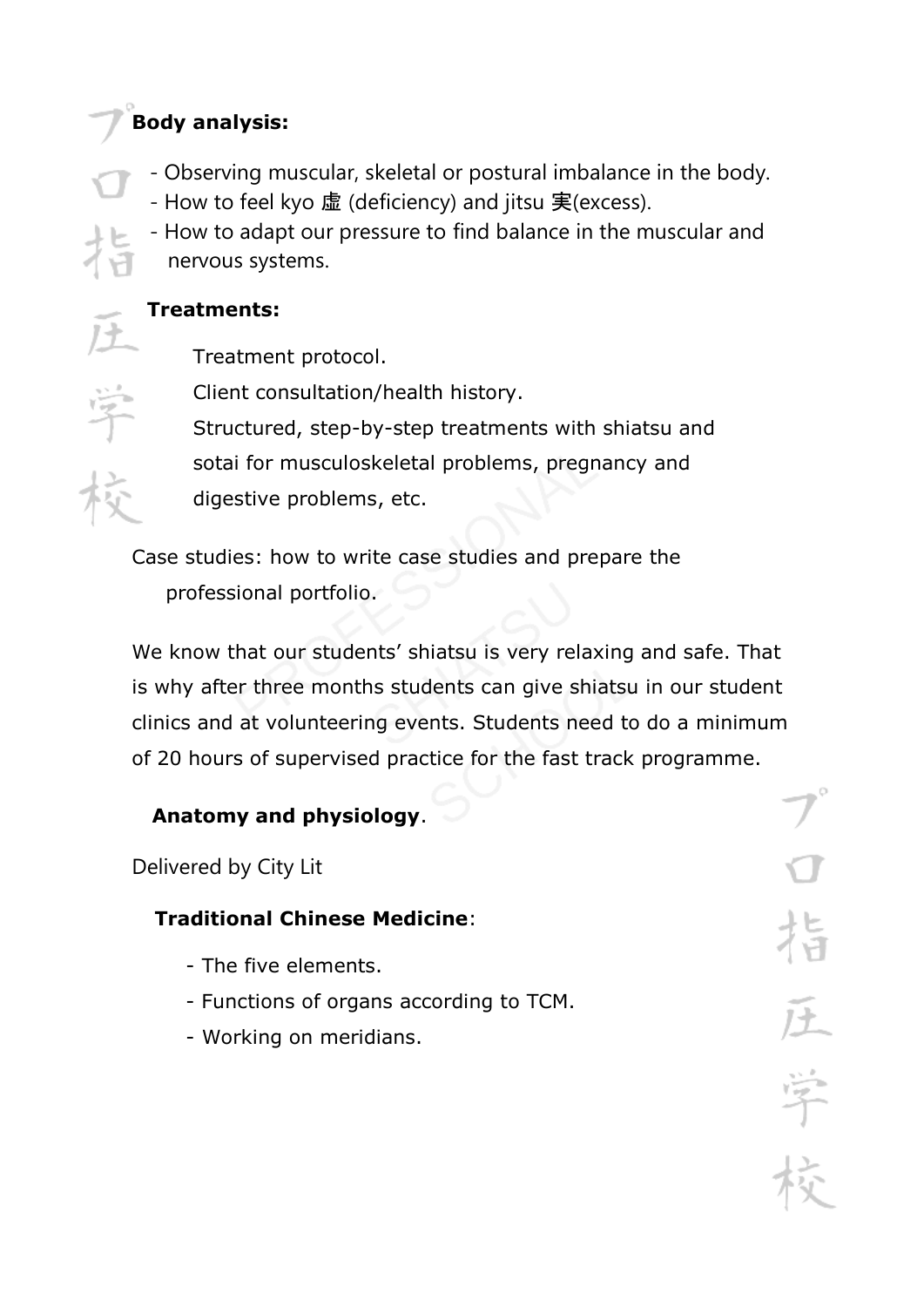**Body analysis:**

- Observing muscular, skeletal or postural imbalance in the body.
- How to feel kyo 虛 (deficiency) and jitsu 実(excess).
- How to adapt our pressure to find balance in the muscular and nervous systems.

**Treatments:**

Treatment protocol.

Client consultation/health history.

Structured, step-by-step treatments with shiatsu and sotai for musculoskeletal problems, pregnancy and digestive problems, etc.

Case studies: how to write case studies and prepare the professional portfolio.

We know that our students' shiatsu is very relaxing and safe. That is why after three months students can give shiatsu in our student clinics and at volunteering events. Students need to do a minimum of 20 hours of supervised practice for the fast track programme.

**Anatomy and physiology**.

Delivered by City Lit

**Traditional Chinese Medicine**:

- The five elements.
- Functions of organs according to TCM.
- Working on meridians.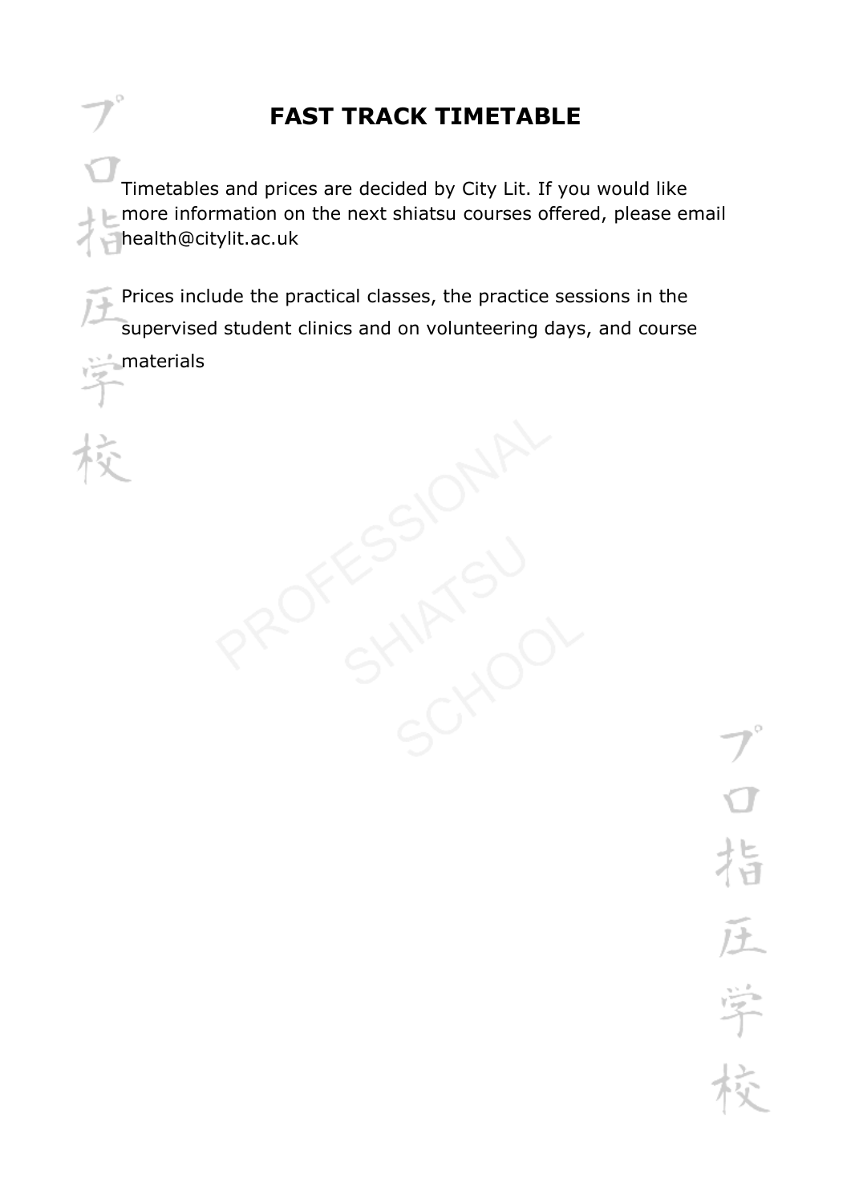# FAST TRACK TIMETABLE

Timetables and prices are decided by City Lit. If you would like more information on the next shiatsu courses offered, please email health@citylit.ac.uk

Prices include the practical classes, the practice sessions in the supervised student clinics and on volunteering days, and course materials